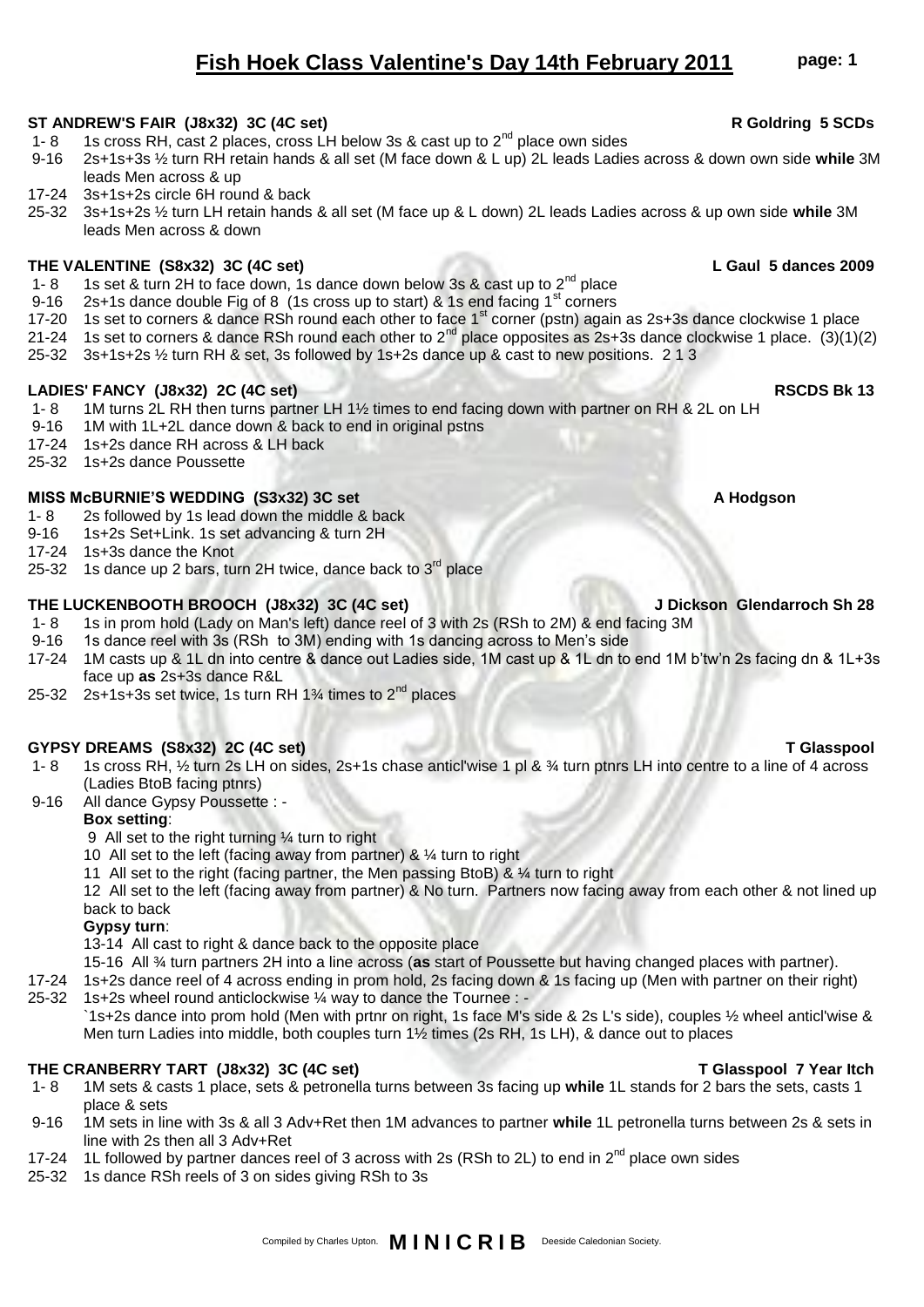# Fish Hoek Class Valentine's Day 14th February 2011

**ST ANDREW'S FAIR (J8x32) 3C (4C set)** **R Goldring 5 SCDs**

- 1- 8 1s cross RH, cast 2 places, cross LH below 3s & cast up to 2nd place own sides
- 9-16 2s+1s+3s ½ turn RH retain hands & all set (M face down & L up) 2L leads Ladies across & down own side **while** 3M leads Men across & up
- 17-24 3s+1s+2s circle 6H round & back
- 25-32 3s+1s+2s ½ turn LH retain hands & all set (M face up & L down) 2L leads Ladies across & up own side **while** 3M leads Men across & down

**THE VALENTINE (S8x32) 3C (4C set)** **L Gaul 5 dances 2009**

- 1- 8 1s set & turn 2H to face down, 1s dance down below 3s & cast up to 2nd place
- 9-16 2s+1s dance double Fig of 8 (1s cross up to start) & 1s end facing 1st corners
- 17-20 1s set to corners & dance RSh round each other to face 1st corner (pstn) again as 2s+3s dance clockwise 1 place
- 21-24 1s set to corners & dance RSh round each other to 2nd place opposites as 2s+3s dance clockwise 1 place. (3)(1)(2)
- 25-32 3s+1s+2s ½ turn RH & set, 3s followed by 1s+2s dance up & cast to new positions. 2 1 3

**LADIES' FANCY (J8x32) 2C (4C set)** **RSCDS Bk 13**

- 1- 8 1M turns 2L RH then turns partner LH 1½ times to end facing down with partner on RH & 2L on LH
- 9-16 1M with 1L+2L dance down & back to end in original pstns
- 17-24 1s+2s dance RH across & LH back
- 25-32 1s+2s dance Poussette

**MISS McBURNIE'S WEDDING (S3x32) 3C set** **A Hodgson**

- 1- 8 2s followed by 1s lead down the middle & back
- 9-16 1s+2s Set+Link. 1s set advancing & turn 2H
- 17-24 1s+3s dance the Knot
- 25-32 1s dance up 2 bars, turn 2H twice, dance back to 3rd place

**THE LUCKENBOOTH BROOCH (J8x32) 3C (4C set)** **J Dickson Glendarroch Sh 28**

- 1- 8 1s in prom hold (Lady on Man's left) dance reel of 3 with 2s (RSh to 2M) & end facing 3M
- 9-16 1s dance reel with 3s (RSh to 3M) ending with 1s dancing across to Men's side
- 17-24 1M casts up & 1L dn into centre & dance out Ladies side, 1M cast up & 1L dn to end 1M b'tw'n 2s facing dn & 1L+3s face up **as** 2s+3s dance R&L
- 25-32 2s+1s+3s set twice, 1s turn RH 1¾ times to 2nd places

**GYPSY DREAMS (S8x32) 2C (4C set)** **T Glasspool**

- 1- 8 1s cross RH, ½ turn 2s LH on sides, 2s+1s chase anticl'wise 1 pl & ¾ turn ptnrs LH into centre to a line of 4 across (Ladies BtoB facing ptnrs)
- 9-16 All dance Gypsy Poussette : -

  **Box setting**:

  9 All set to the right turning ¼ turn to right

  10 All set to the left (facing away from partner) & ¼ turn to right

  11 All set to the right (facing partner, the Men passing BtoB) & ¼ turn to right

  12 All set to the left (facing away from partner) & No turn. Partners now facing away from each other & not lined up back to back

  **Gypsy turn**:

  13-14 All cast to right & dance back to the opposite place

  15-16 All ¾ turn partners 2H into a line across (**as** start of Poussette but having changed places with partner).
- 17-24 1s+2s dance reel of 4 across ending in prom hold, 2s facing down & 1s facing up (Men with partner on their right)
- 25-32 1s+2s wheel round anticlockwise ¼ way to dance the Tournee : -

  `1s+2s dance into prom hold (Men with prtnr on right, 1s face M's side & 2s L's side), couples ½ wheel anticl'wise & Men turn Ladies into middle, both couples turn 1½ times (2s RH, 1s LH), & dance out to places

**THE CRANBERRY TART (J8x32) 3C (4C set)** **T Glasspool 7 Year Itch**

- 1- 8 1M sets & casts 1 place, sets & petronella turns between 3s facing up **while** 1L stands for 2 bars the sets, casts 1 place & sets
- 9-16 1M sets in line with 3s & all 3 Adv+Ret then 1M advances to partner **while** 1L petronella turns between 2s & sets in line with 2s then all 3 Adv+Ret
- 17-24 1L followed by partner dances reel of 3 across with 2s (RSh to 2L) to end in 2nd place own sides
- 25-32 1s dance RSh reels of 3 on sides giving RSh to 3s

Compiled by Charles Upton. **MINICRIB** Deeside Caledonian Society.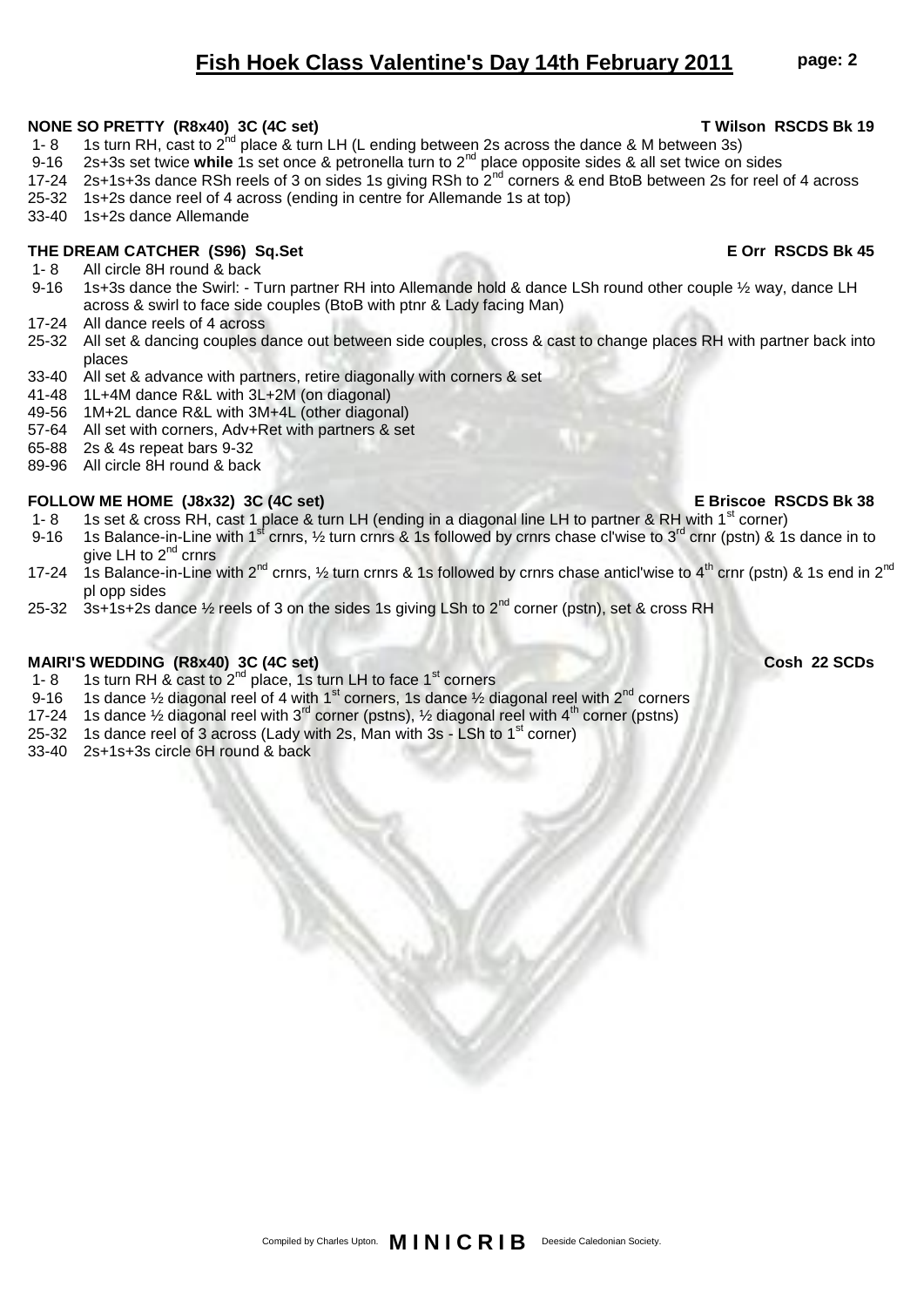# Fish Hoek Class Valentine's Day 14th February 2011

**NONE SO PRETTY (R8x40) 3C (4C set)** **T Wilson RSCDS Bk 19**

1- 8 1s turn RH, cast to 2nd place & turn LH (L ending between 2s across the dance & M between 3s)
9-16 2s+3s set twice **while** 1s set once & petronella turn to 2nd place opposite sides & all set twice on sides
17-24 2s+1s+3s dance RSh reels of 3 on sides 1s giving RSh to 2nd corners & end BtoB between 2s for reel of 4 across
25-32 1s+2s dance reel of 4 across (ending in centre for Allemande 1s at top)
33-40 1s+2s dance Allemande

**THE DREAM CATCHER (S96) Sq.Set** **E Orr RSCDS Bk 45**

1- 8 All circle 8H round & back
9-16 1s+3s dance the Swirl: - Turn partner RH into Allemande hold & dance LSh round other couple ½ way, dance LH across & swirl to face side couples (BtoB with ptnr & Lady facing Man)
17-24 All dance reels of 4 across
25-32 All set & dancing couples dance out between side couples, cross & cast to change places RH with partner back into places
33-40 All set & advance with partners, retire diagonally with corners & set
41-48 1L+4M dance R&L with 3L+2M (on diagonal)
49-56 1M+2L dance R&L with 3M+4L (other diagonal)
57-64 All set with corners, Adv+Ret with partners & set
65-88 2s & 4s repeat bars 9-32
89-96 All circle 8H round & back

**FOLLOW ME HOME (J8x32) 3C (4C set)** **E Briscoe RSCDS Bk 38**

1- 8 1s set & cross RH, cast 1 place & turn LH (ending in a diagonal line LH to partner & RH with 1st corner)
9-16 1s Balance-in-Line with 1st crnrs, ½ turn crnrs & 1s followed by crnrs chase cl'wise to 3rd crnr (pstn) & 1s dance in to give LH to 2nd crnrs
17-24 1s Balance-in-Line with 2nd crnrs, ½ turn crnrs & 1s followed by crnrs chase anticl'wise to 4th crnr (pstn) & 1s end in 2nd pl opp sides
25-32 3s+1s+2s dance ½ reels of 3 on the sides 1s giving LSh to 2nd corner (pstn), set & cross RH

**MAIRI'S WEDDING (R8x40) 3C (4C set)** **Cosh 22 SCDs**

1- 8 1s turn RH & cast to 2nd place, 1s turn LH to face 1st corners
9-16 1s dance ½ diagonal reel of 4 with 1st corners, 1s dance ½ diagonal reel with 2nd corners
17-24 1s dance ½ diagonal reel with 3rd corner (pstns), ½ diagonal reel with 4th corner (pstns)
25-32 1s dance reel of 3 across (Lady with 2s, Man with 3s - LSh to 1st corner)
33-40 2s+1s+3s circle 6H round & back

Compiled by Charles Upton. **MINICRIB** Deeside Caledonian Society.